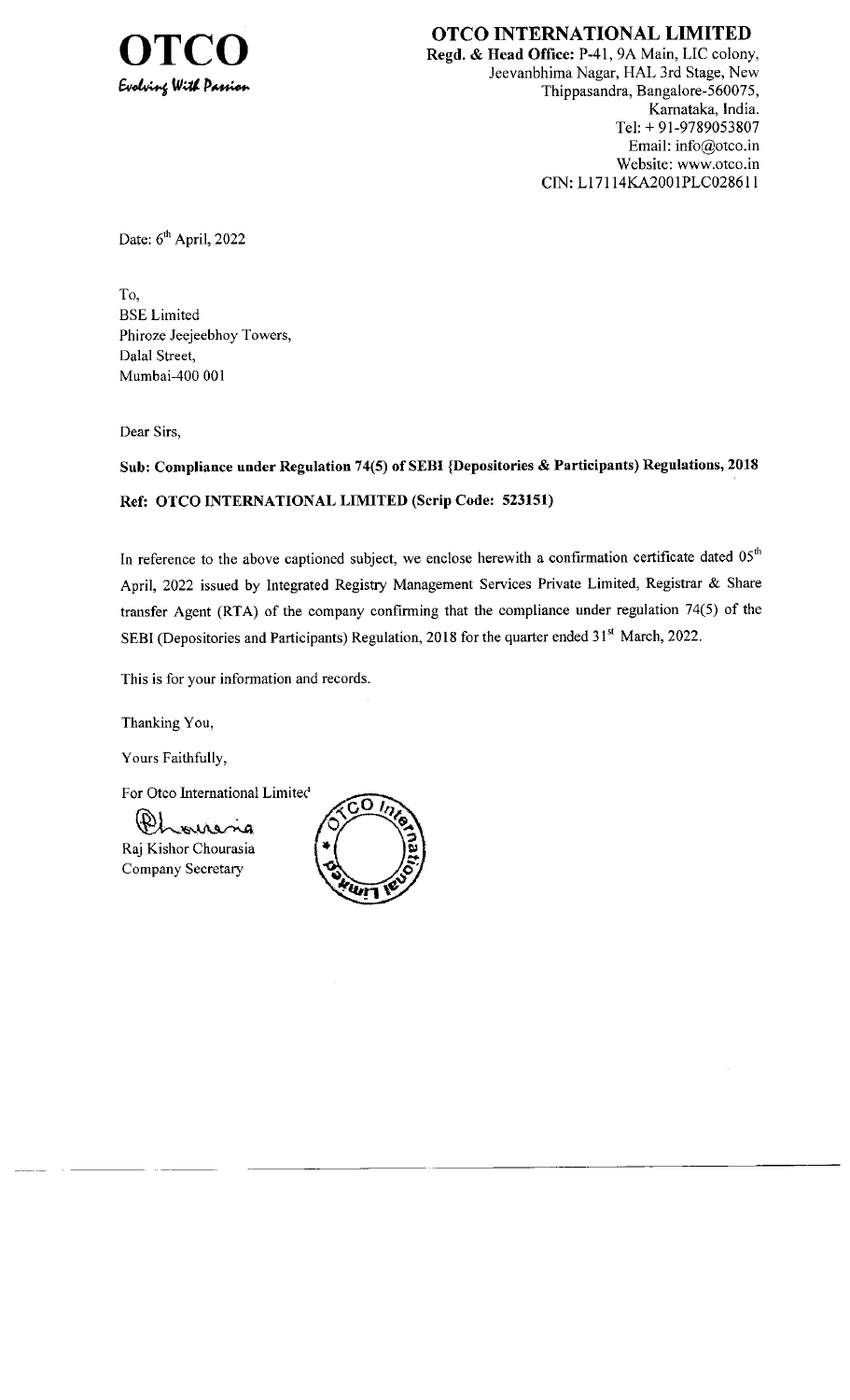**OTCO**
*Evolving With Passion*

**OTCO INTERNATIONAL LIMITED**
**Regd. & Head Office:** P-41, 9A Main, LIC colony, Jeevanbhima Nagar, HAL 3rd Stage, New Thippasandra, Bangalore-560075, Karnataka, India.
Tel: + 91-9789053807
Email: info@otco.in
Website: www.otco.in
CIN: L17114KA2001PLC028611

Date: 6th April, 2022

To,
BSE Limited
Phiroze Jeejeebhoy Towers,
Dalal Street,
Mumbai-400 001

Dear Sirs,

**Sub: Compliance under Regulation 74(5) of SEBI (Depositories & Participants) Regulations, 2018**

**Ref: OTCO INTERNATIONAL LIMITED (Scrip Code: 523151)**

In reference to the above captioned subject, we enclose herewith a confirmation certificate dated 05th April, 2022 issued by Integrated Registry Management Services Private Limited, Registrar & Share transfer Agent (RTA) of the company confirming that the compliance under regulation 74(5) of the SEBI (Depositories and Participants) Regulation, 2018 for the quarter ended 31st March, 2022.

This is for your information and records.

Thanking You,

Yours Faithfully,

For Otco International Limited

Raj Kishor Chourasia
Company Secretary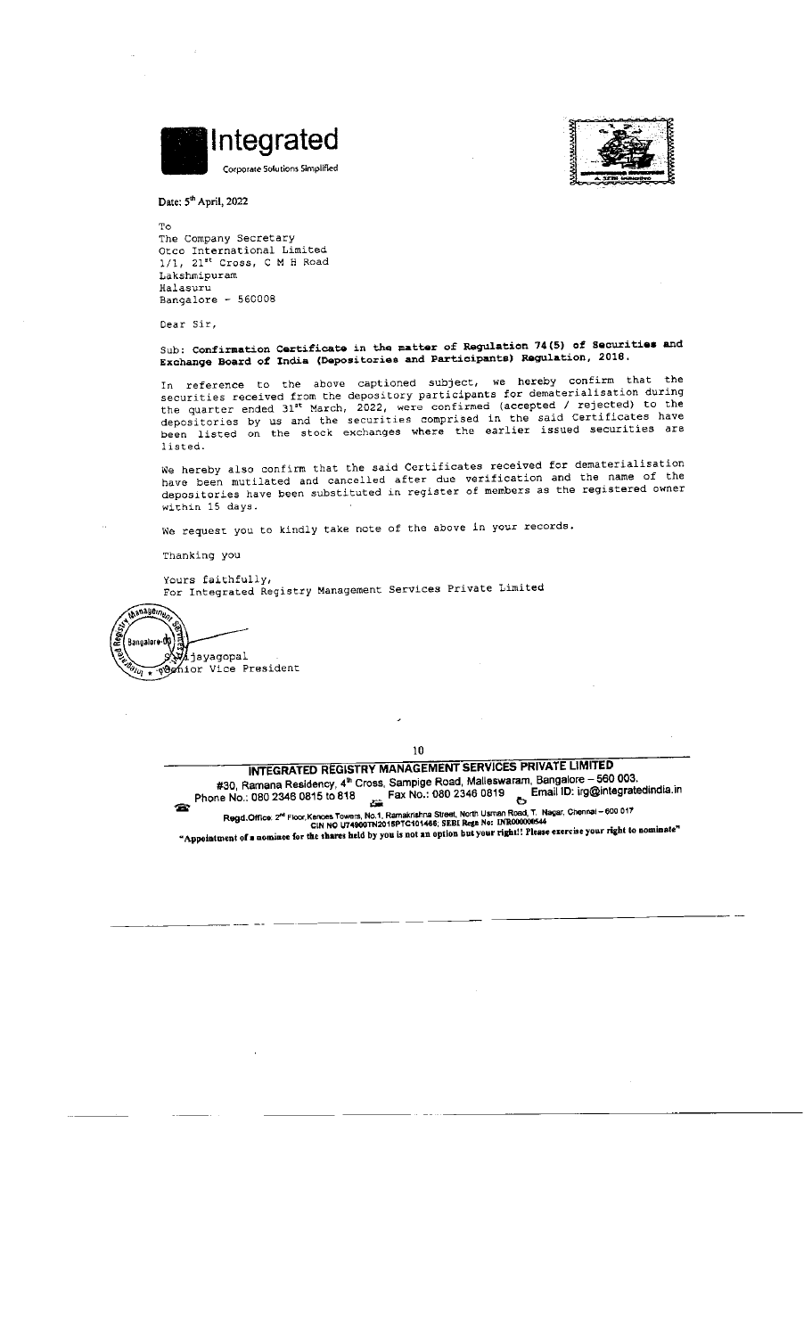**Integrated**

Corporate Solutions Simplified

Date: 5th April, 2022

To
The Company Secretary
Otco International Limited
1/1, 21st Cross, C M H Road
Lakshmipuram
Halasuru
Bangalore - 560008

Dear Sir,

Sub: **Confirmation Certificate in the matter of Regulation 74(5) of Securities and Exchange Board of India (Depositories and Participants) Regulation, 2018.**

In reference to the above captioned subject, we hereby confirm that the securities received from the depository participants for dematerialisation during the quarter ended 31st March, 2022, were confirmed (accepted / rejected) to the depositories by us and the securities comprised in the said Certificates have been listed on the stock exchanges where the earlier issued securities are listed.

We hereby also confirm that the said Certificates received for dematerialisation have been mutilated and cancelled after due verification and the name of the depositories have been substituted in register of members as the registered owner within 15 days.

We request you to kindly take note of the above in your records.

Thanking you

Yours faithfully,
For Integrated Registry Management Services Private Limited

S Vijayagopal
Senior Vice President

**INTEGRATED REGISTRY MANAGEMENT SERVICES PRIVATE LIMITED**
#30, Ramana Residency, 4th Cross, Sampige Road, Malleswaram, Bangalore – 560 003.
Phone No.: 080 2346 0815 to 818 Fax No.: 080 2346 0819 Email ID: irg@integratedindia.in
Regd.Office: 2nd Floor, Kences Towers, No.1, Ramakrishna Street, North Usman Road, T. Nagar, Chennai – 600 017
CIN NO U74900TN2015PTC101466; SEBI Regn No: INR000000544
"Appointment of a nominee for the shares held by you is not an option but your right!! Please exercise your right to nominate"